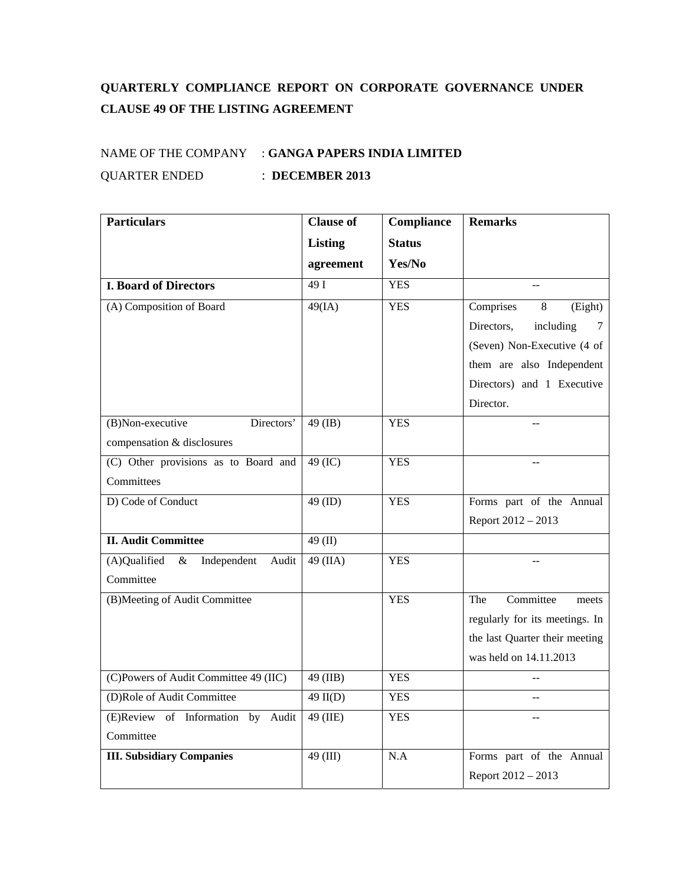# QUARTERLY COMPLIANCE REPORT ON CORPORATE GOVERNANCE UNDER CLAUSE 49 OF THE LISTING AGREEMENT

NAME OF THE COMPANY : **GANGA PAPERS INDIA LIMITED**

QUARTER ENDED : **DECEMBER 2013**

| **Particulars** | **Clause of Listing agreement** | **Compliance Status Yes/No** | **Remarks** |
|---|---|---|---|
| **I. Board of Directors** | 49 I | YES | -- |
| (A) Composition of Board | 49(IA) | YES | Comprises 8 (Eight) Directors, including 7 (Seven) Non-Executive (4 of them are also Independent Directors) and 1 Executive Director. |
| (B)Non-executive Directors' compensation & disclosures | 49 (IB) | YES | -- |
| (C) Other provisions as to Board and Committees | 49 (IC) | YES | -- |
| D) Code of Conduct | 49 (ID) | YES | Forms part of the Annual Report 2012 – 2013 |
| **II. Audit Committee** | 49 (II) | | |
| (A)Qualified & Independent Audit Committee | 49 (IIA) | YES | -- |
| (B)Meeting of Audit Committee | | YES | The Committee meets regularly for its meetings. In the last Quarter their meeting was held on 14.11.2013 |
| (C)Powers of Audit Committee 49 (IIC) | 49 (IIB) | YES | -- |
| (D)Role of Audit Committee | 49 II(D) | YES | -- |
| (E)Review of Information by Audit Committee | 49 (IIE) | YES | -- |
| **III. Subsidiary Companies** | 49 (III) | N.A | Forms part of the Annual Report 2012 – 2013 |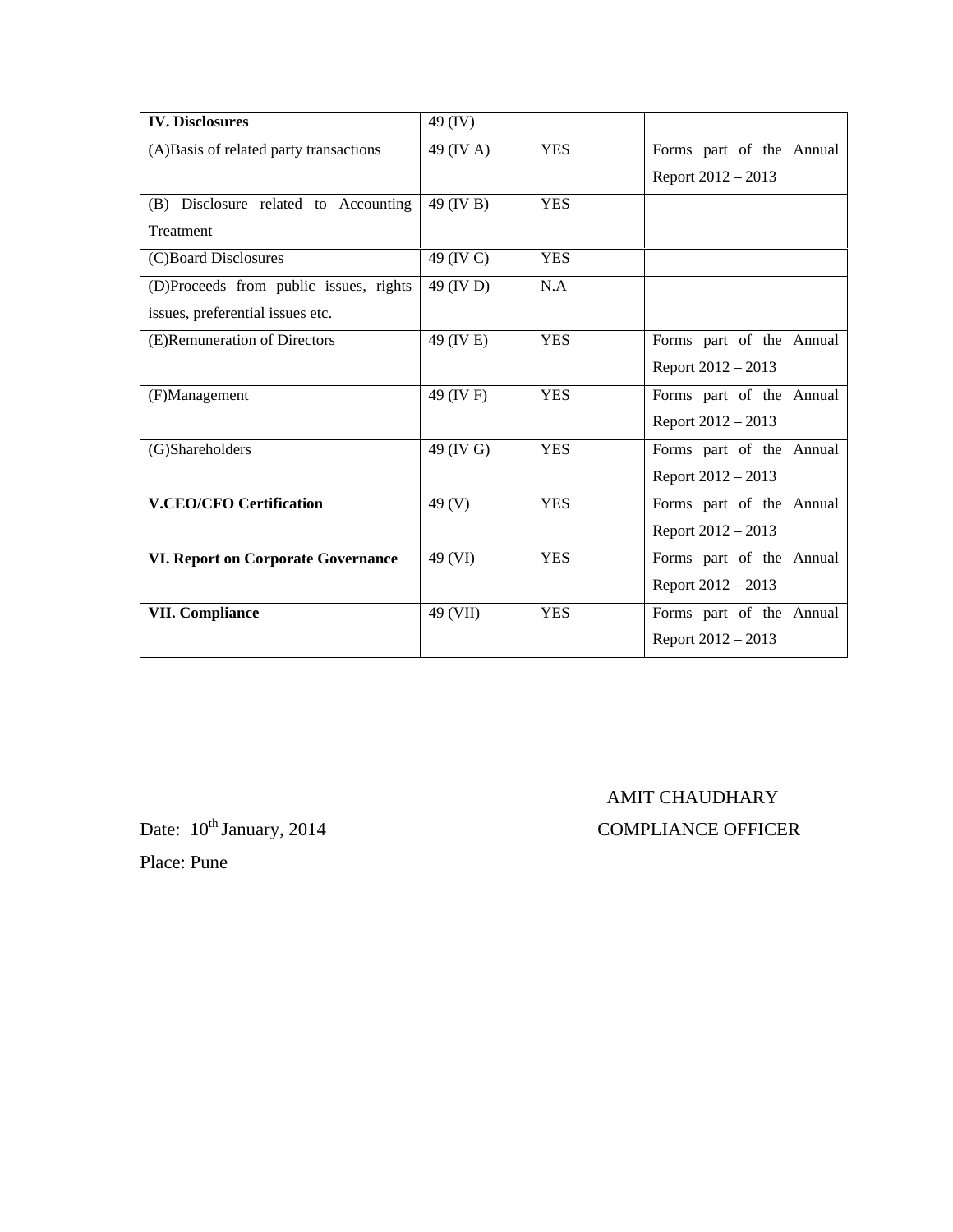| | | | |
|---|---|---|---|
| **IV. Disclosures** | 49 (IV) | | |
| (A)Basis of related party transactions | 49 (IV A) | YES | Forms part of the Annual Report 2012 – 2013 |
| (B) Disclosure related to Accounting Treatment | 49 (IV B) | YES | |
| (C)Board Disclosures | 49 (IV C) | YES | |
| (D)Proceeds from public issues, rights issues, preferential issues etc. | 49 (IV D) | N.A | |
| (E)Remuneration of Directors | 49 (IV E) | YES | Forms part of the Annual Report 2012 – 2013 |
| (F)Management | 49 (IV F) | YES | Forms part of the Annual Report 2012 – 2013 |
| (G)Shareholders | 49 (IV G) | YES | Forms part of the Annual Report 2012 – 2013 |
| **V.CEO/CFO Certification** | 49 (V) | YES | Forms part of the Annual Report 2012 – 2013 |
| **VI. Report on Corporate Governance** | 49 (VI) | YES | Forms part of the Annual Report 2012 – 2013 |
| **VII. Compliance** | 49 (VII) | YES | Forms part of the Annual Report 2012 – 2013 |

AMIT CHAUDHARY

Date: 10th January, 2014

COMPLIANCE OFFICER

Place: Pune